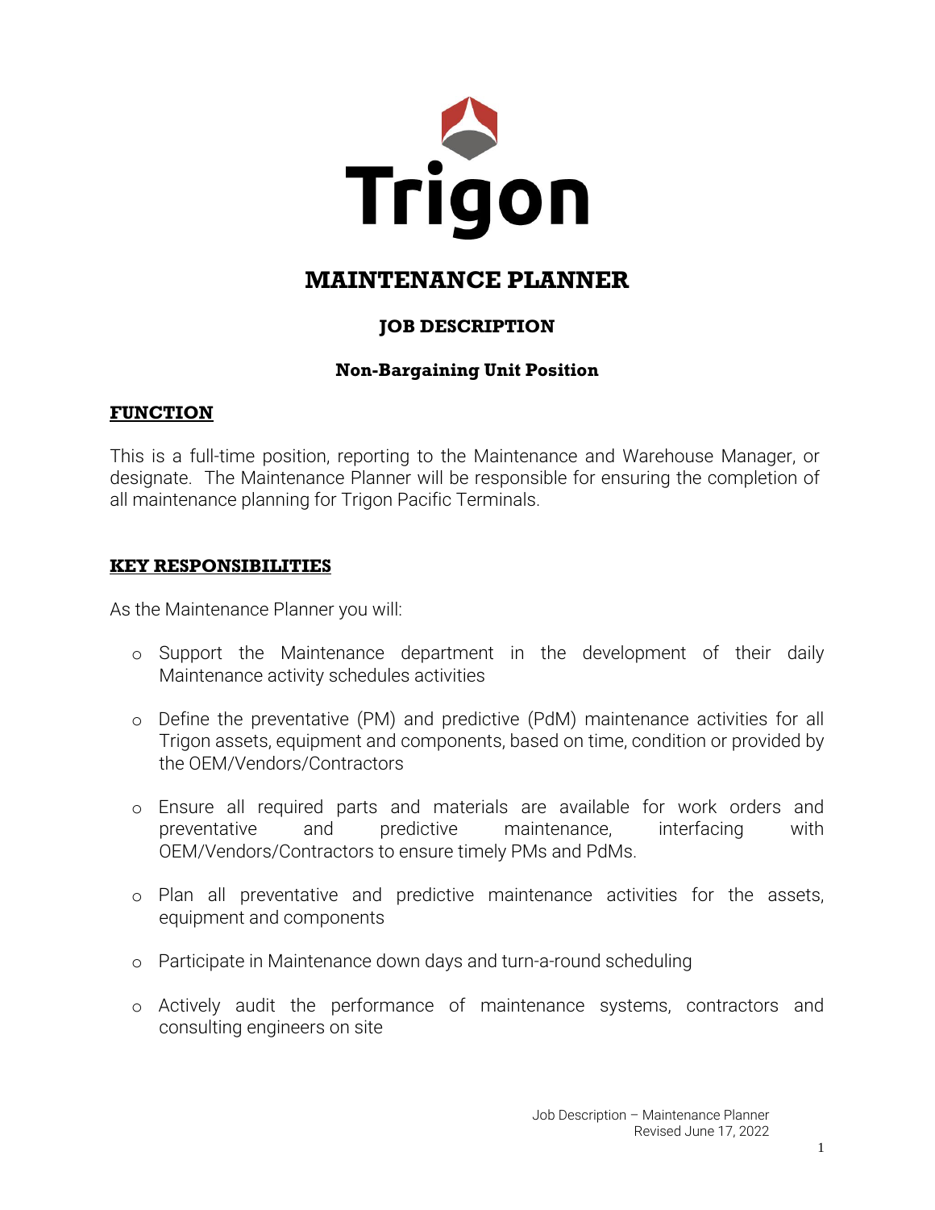Trigon

# MAINTENANCE PLANNER

## JOB DESCRIPTION

**Non-Bargaining Unit Position**

### FUNCTION

This is a full-time position, reporting to the Maintenance and Warehouse Manager, or designate. The Maintenance Planner will be responsible for ensuring the completion of all maintenance planning for Trigon Pacific Terminals.

### KEY RESPONSIBILITIES

As the Maintenance Planner you will:

- Support the Maintenance department in the development of their daily Maintenance activity schedules activities
- Define the preventative (PM) and predictive (PdM) maintenance activities for all Trigon assets, equipment and components, based on time, condition or provided by the OEM/Vendors/Contractors
- Ensure all required parts and materials are available for work orders and preventative and predictive maintenance, interfacing with OEM/Vendors/Contractors to ensure timely PMs and PdMs.
- Plan all preventative and predictive maintenance activities for the assets, equipment and components
- Participate in Maintenance down days and turn-a-round scheduling
- Actively audit the performance of maintenance systems, contractors and consulting engineers on site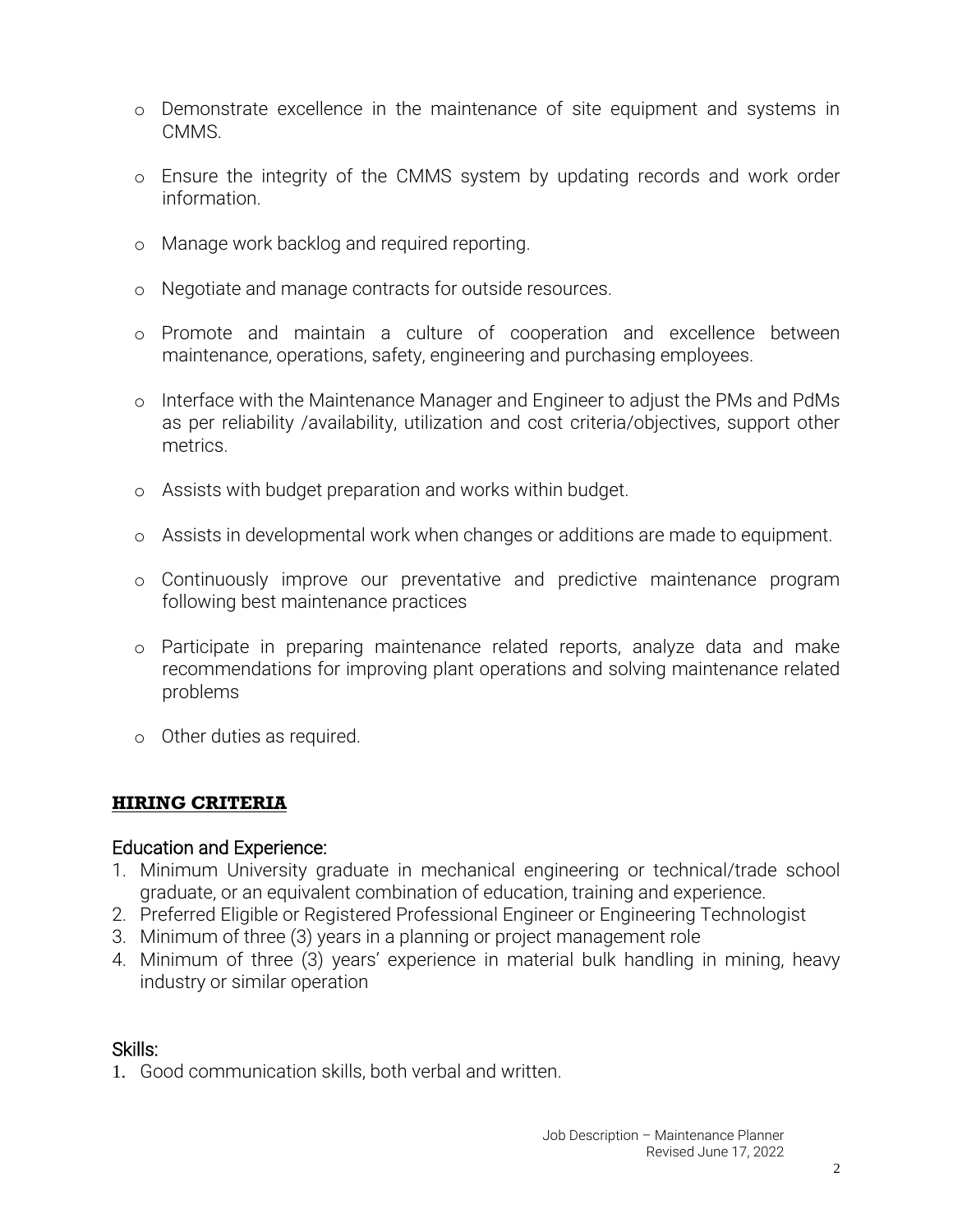- Demonstrate excellence in the maintenance of site equipment and systems in CMMS.

- Ensure the integrity of the CMMS system by updating records and work order information.

- Manage work backlog and required reporting.

- Negotiate and manage contracts for outside resources.

- Promote and maintain a culture of cooperation and excellence between maintenance, operations, safety, engineering and purchasing employees.

- Interface with the Maintenance Manager and Engineer to adjust the PMs and PdMs as per reliability /availability, utilization and cost criteria/objectives, support other metrics.

- Assists with budget preparation and works within budget.

- Assists in developmental work when changes or additions are made to equipment.

- Continuously improve our preventative and predictive maintenance program following best maintenance practices

- Participate in preparing maintenance related reports, analyze data and make recommendations for improving plant operations and solving maintenance related problems

- Other duties as required.

## HIRING CRITERIA

### Education and Experience:

1. Minimum University graduate in mechanical engineering or technical/trade school graduate, or an equivalent combination of education, training and experience.
2. Preferred Eligible or Registered Professional Engineer or Engineering Technologist
3. Minimum of three (3) years in a planning or project management role
4. Minimum of three (3) years' experience in material bulk handling in mining, heavy industry or similar operation

### Skills:

1. Good communication skills, both verbal and written.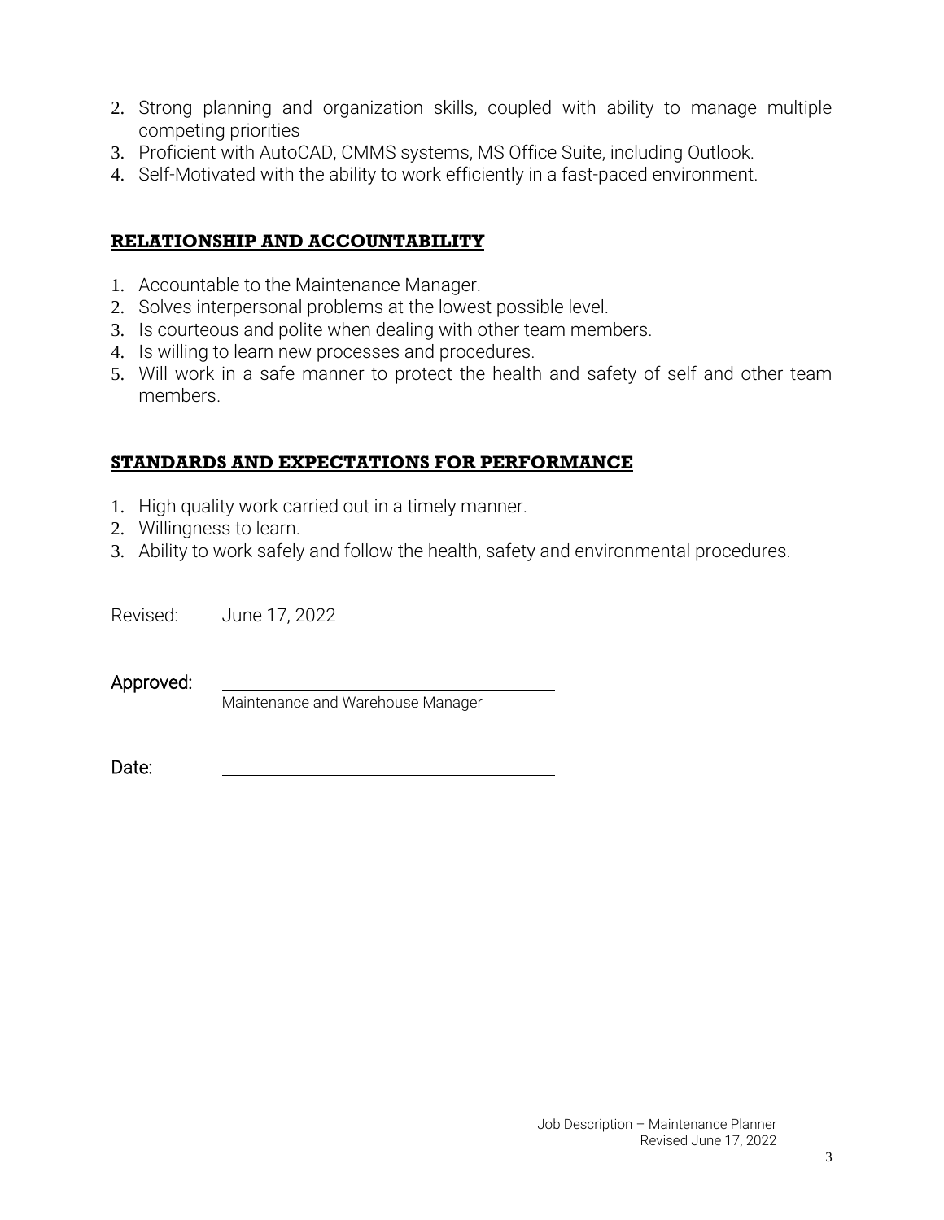2. Strong planning and organization skills, coupled with ability to manage multiple competing priorities
3. Proficient with AutoCAD, CMMS systems, MS Office Suite, including Outlook.
4. Self-Motivated with the ability to work efficiently in a fast-paced environment.

## RELATIONSHIP AND ACCOUNTABILITY

1. Accountable to the Maintenance Manager.
2. Solves interpersonal problems at the lowest possible level.
3. Is courteous and polite when dealing with other team members.
4. Is willing to learn new processes and procedures.
5. Will work in a safe manner to protect the health and safety of self and other team members.

## STANDARDS AND EXPECTATIONS FOR PERFORMANCE

1. High quality work carried out in a timely manner.
2. Willingness to learn.
3. Ability to work safely and follow the health, safety and environmental procedures.

Revised: June 17, 2022

Approved: ______________________________
Maintenance and Warehouse Manager

Date: ______________________________